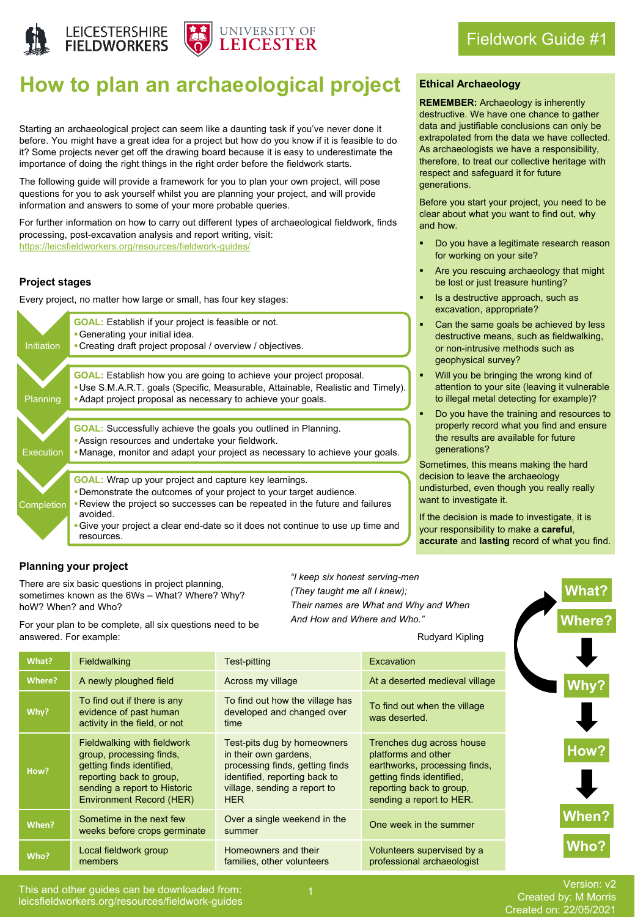Fieldwork Guide #1

# How to plan an archaeological project

Starting an archaeological project can seem like a daunting task if you've never done it before. You might have a great idea for a project but how do you know if it is feasible to do it? Some projects never get off the drawing board because it is easy to underestimate the importance of doing the right things in the right order before the fieldwork starts.

The following guide will provide a framework for you to plan your own project, will pose questions for you to ask yourself whilst you are planning your project, and will provide information and answers to some of your more probable queries.

For further information on how to carry out different types of archaeological fieldwork, finds processing, post-excavation analysis and report writing, visit: https://leicsfieldworkers.org/resources/fieldwork-guides/

### Project stages

Every project, no matter how large or small, has four key stages:

**Initiation**

**GOAL:** Establish if your project is feasible or not.
- Generating your initial idea.
- Creating draft project proposal / overview / objectives.

**Planning**

**GOAL:** Establish how you are going to achieve your project proposal.
- Use S.M.A.R.T. goals (Specific, Measurable, Attainable, Realistic and Timely).
- Adapt project proposal as necessary to achieve your goals.

**Execution**

**GOAL:** Successfully achieve the goals you outlined in Planning.
- Assign resources and undertake your fieldwork.
- Manage, monitor and adapt your project as necessary to achieve your goals.

**Completion**

**GOAL:** Wrap up your project and capture key learnings.
- Demonstrate the outcomes of your project to your target audience.
- Review the project so successes can be repeated in the future and failures avoided.
- Give your project a clear end-date so it does not continue to use up time and resources.

### Ethical Archaeology

**REMEMBER:** Archaeology is inherently destructive. We have one chance to gather data and justifiable conclusions can only be extrapolated from the data we have collected. As archaeologists we have a responsibility, therefore, to treat our collective heritage with respect and safeguard it for future generations.

Before you start your project, you need to be clear about what you want to find out, why and how.

- Do you have a legitimate research reason for working on your site?
- Are you rescuing archaeology that might be lost or just treasure hunting?
- Is a destructive approach, such as excavation, appropriate?
- Can the same goals be achieved by less destructive means, such as fieldwalking, or non-intrusive methods such as geophysical survey?
- Will you be bringing the wrong kind of attention to your site (leaving it vulnerable to illegal metal detecting for example)?
- Do you have the training and resources to properly record what you find and ensure the results are available for future generations?

Sometimes, this means making the hard decision to leave the archaeology undisturbed, even though you really really want to investigate it.

If the decision is made to investigate, it is your responsibility to make a **careful**, **accurate** and **lasting** record of what you find.

### Planning your project

There are six basic questions in project planning, sometimes known as the 6Ws – What? Where? Why? hoW? When? and Who?

For your plan to be complete, all six questions need to be answered. For example:

*"I keep six honest serving-men*
*(They taught me all I knew);*
*Their names are What and Why and When*
*And How and Where and Who."*

Rudyard Kipling

| What? | Fieldwalking | Test-pitting | Excavation |
|---|---|---|---|
| Where? | A newly ploughed field | Across my village | At a deserted medieval village |
| Why? | To find out if there is any evidence of past human activity in the field, or not | To find out how the village has developed and changed over time | To find out when the village was deserted. |
| How? | Fieldwalking with fieldwork group, processing finds, getting finds identified, reporting back to group, sending a report to Historic Environment Record (HER) | Test-pits dug by homeowners in their own gardens, processing finds, getting finds identified, reporting back to village, sending a report to HER | Trenches dug across house platforms and other earthworks, processing finds, getting finds identified, reporting back to group, sending a report to HER. |
| When? | Sometime in the next few weeks before crops germinate | Over a single weekend in the summer | One week in the summer |
| Who? | Local fieldwork group members | Homeowners and their families, other volunteers | Volunteers supervised by a professional archaeologist |

What? → Where? → Why? → How? → When? → Who?

This and other guides can be downloaded from: leicsfieldworkers.org/resources/fieldwork-guides

Version: v2
Created by: M Morris
Created on: 22/05/2021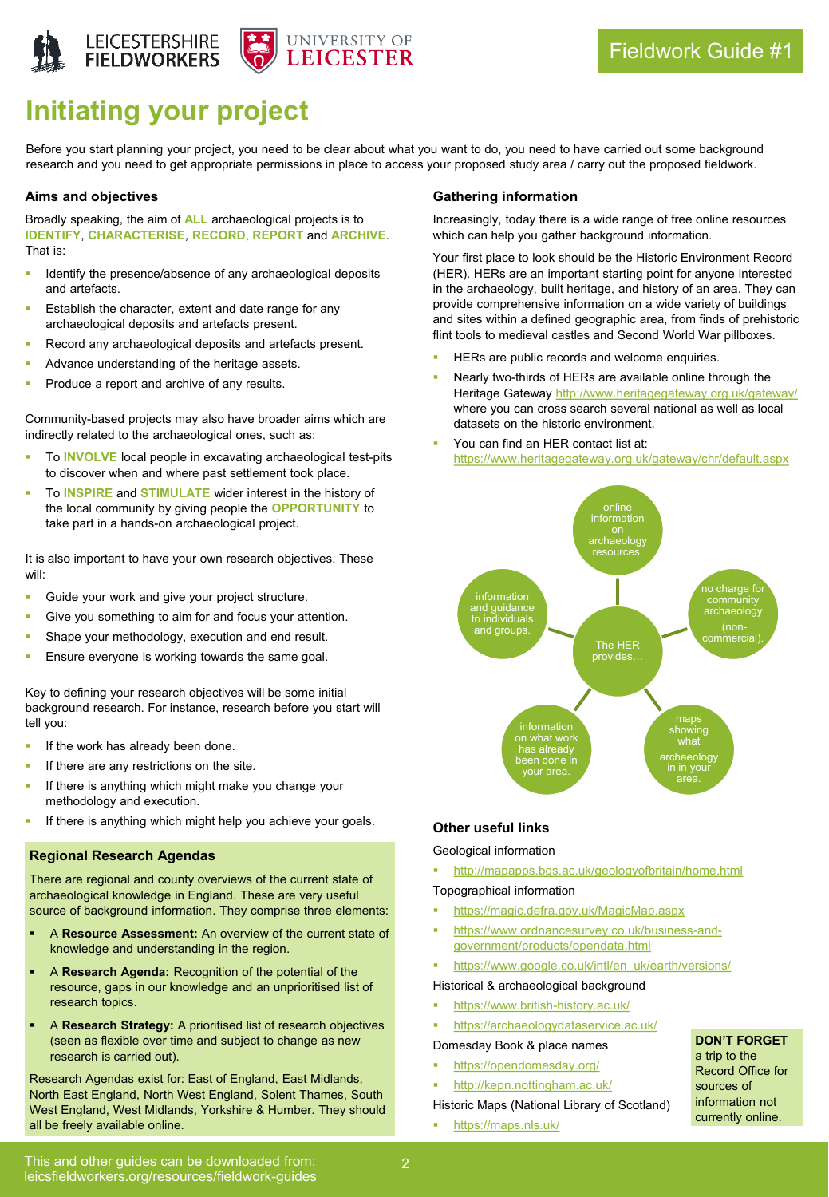Fieldwork Guide #1

# Initiating your project

Before you start planning your project, you need to be clear about what you want to do, you need to have carried out some background research and you need to get appropriate permissions in place to access your proposed study area / carry out the proposed fieldwork.

## Aims and objectives

Broadly speaking, the aim of **ALL** archaeological projects is to **IDENTIFY**, **CHARACTERISE**, **RECORD**, **REPORT** and **ARCHIVE**. That is:

- Identify the presence/absence of any archaeological deposits and artefacts.
- Establish the character, extent and date range for any archaeological deposits and artefacts present.
- Record any archaeological deposits and artefacts present.
- Advance understanding of the heritage assets.
- Produce a report and archive of any results.

Community-based projects may also have broader aims which are indirectly related to the archaeological ones, such as:

- To **INVOLVE** local people in excavating archaeological test-pits to discover when and where past settlement took place.
- To **INSPIRE** and **STIMULATE** wider interest in the history of the local community by giving people the **OPPORTUNITY** to take part in a hands-on archaeological project.

It is also important to have your own research objectives. These will:

- Guide your work and give your project structure.
- Give you something to aim for and focus your attention.
- Shape your methodology, execution and end result.
- Ensure everyone is working towards the same goal.

Key to defining your research objectives will be some initial background research. For instance, research before you start will tell you:

- If the work has already been done.
- If there are any restrictions on the site.
- If there is anything which might make you change your methodology and execution.
- If there is anything which might help you achieve your goals.

### Regional Research Agendas

There are regional and county overviews of the current state of archaeological knowledge in England. These are very useful source of background information. They comprise three elements:

- A **Resource Assessment:** An overview of the current state of knowledge and understanding in the region.
- A **Research Agenda:** Recognition of the potential of the resource, gaps in our knowledge and an unprioritised list of research topics.
- A **Research Strategy:** A prioritised list of research objectives (seen as flexible over time and subject to change as new research is carried out).

Research Agendas exist for: East of England, East Midlands, North East England, North West England, Solent Thames, South West England, West Midlands, Yorkshire & Humber. They should all be freely available online.

## Gathering information

Increasingly, today there is a wide range of free online resources which can help you gather background information.

Your first place to look should be the Historic Environment Record (HER). HERs are an important starting point for anyone interested in the archaeology, built heritage, and history of an area. They can provide comprehensive information on a wide variety of buildings and sites within a defined geographic area, from finds of prehistoric flint tools to medieval castles and Second World War pillboxes.

- HERs are public records and welcome enquiries.
- Nearly two-thirds of HERs are available online through the Heritage Gateway http://www.heritagegateway.org.uk/gateway/ where you can cross search several national as well as local datasets on the historic environment.
- You can find an HER contact list at: https://www.heritagegateway.org.uk/gateway/chr/default.aspx

The HER provides…
- online information on archaeology resources.
- no charge for community archaeology (non-commercial).
- maps showing what archaeology in in your area.
- information on what work has already been done in your area.
- information and guidance to individuals and groups.

## Other useful links

Geological information

- http://mapapps.bgs.ac.uk/geologyofbritain/home.html

Topographical information

- https://magic.defra.gov.uk/MagicMap.aspx
- https://www.ordnancesurvey.co.uk/business-and-government/products/opendata.html
- https://www.google.co.uk/intl/en_uk/earth/versions/

Historical & archaeological background

- https://www.british-history.ac.uk/
- https://archaeologydataservice.ac.uk/

Domesday Book & place names

- https://opendomesday.org/
- http://kepn.nottingham.ac.uk/

Historic Maps (National Library of Scotland)

- https://maps.nls.uk/

**DON'T FORGET** a trip to the Record Office for sources of information not currently online.

This and other guides can be downloaded from: leicsfieldworkers.org/resources/fieldwork-guides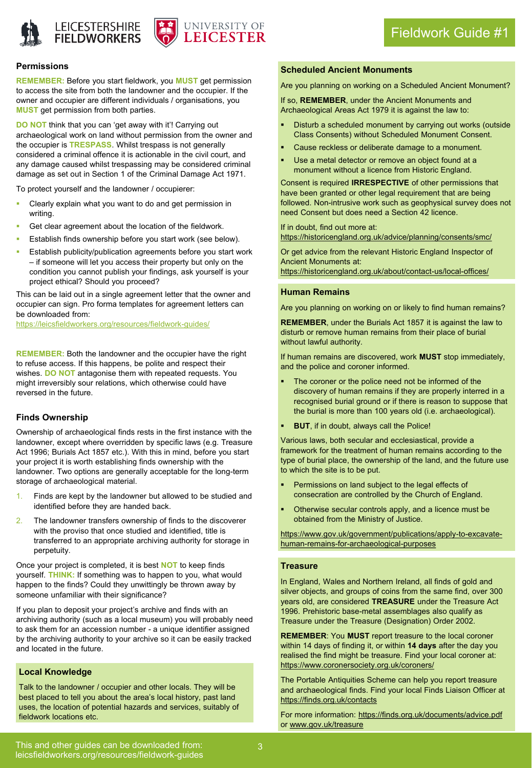Fieldwork Guide #1

## Permissions

**REMEMBER:** Before you start fieldwork, you **MUST** get permission to access the site from both the landowner and the occupier. If the owner and occupier are different individuals / organisations, you **MUST** get permission from both parties.

**DO NOT** think that you can 'get away with it'! Carrying out archaeological work on land without permission from the owner and the occupier is **TRESPASS**. Whilst trespass is not generally considered a criminal offence it is actionable in the civil court, and any damage caused whilst trespassing may be considered criminal damage as set out in Section 1 of the Criminal Damage Act 1971.

To protect yourself and the landowner / occupierer:

- Clearly explain what you want to do and get permission in writing.
- Get clear agreement about the location of the fieldwork.
- Establish finds ownership before you start work (see below).
- Establish publicity/publication agreements before you start work – if someone will let you access their property but only on the condition you cannot publish your findings, ask yourself is your project ethical? Should you proceed?

This can be laid out in a single agreement letter that the owner and occupier can sign. Pro forma templates for agreement letters can be downloaded from:
https://leicsfieldworkers.org/resources/fieldwork-guides/

**REMEMBER:** Both the landowner and the occupier have the right to refuse access. If this happens, be polite and respect their wishes. **DO NOT** antagonise them with repeated requests. You might irreversibly sour relations, which otherwise could have reversed in the future.

## Finds Ownership

Ownership of archaeological finds rests in the first instance with the landowner, except where overridden by specific laws (e.g. Treasure Act 1996; Burials Act 1857 etc.). With this in mind, before you start your project it is worth establishing finds ownership with the landowner. Two options are generally acceptable for the long-term storage of archaeological material.

1. Finds are kept by the landowner but allowed to be studied and identified before they are handed back.
2. The landowner transfers ownership of finds to the discoverer with the proviso that once studied and identified, title is transferred to an appropriate archiving authority for storage in perpetuity.

Once your project is completed, it is best **NOT** to keep finds yourself. **THINK:** If something was to happen to you, what would happen to the finds? Could they unwittingly be thrown away by someone unfamiliar with their significance?

If you plan to deposit your project's archive and finds with an archiving authority (such as a local museum) you will probably need to ask them for an accession number - a unique identifier assigned by the archiving authority to your archive so it can be easily tracked and located in the future.

## Local Knowledge

Talk to the landowner / occupier and other locals. They will be best placed to tell you about the area's local history, past land uses, the location of potential hazards and services, suitably of fieldwork locations etc.

## Scheduled Ancient Monuments

Are you planning on working on a Scheduled Ancient Monument?

If so, **REMEMBER**, under the Ancient Monuments and Archaeological Areas Act 1979 it is against the law to:

- Disturb a scheduled monument by carrying out works (outside Class Consents) without Scheduled Monument Consent.
- Cause reckless or deliberate damage to a monument.
- Use a metal detector or remove an object found at a monument without a licence from Historic England.

Consent is required **IRRESPECTIVE** of other permissions that have been granted or other legal requirement that are being followed. Non-intrusive work such as geophysical survey does not need Consent but does need a Section 42 licence.

If in doubt, find out more at:
https://historicengland.org.uk/advice/planning/consents/smc/

Or get advice from the relevant Historic England Inspector of Ancient Monuments at:
https://historicengland.org.uk/about/contact-us/local-offices/

## Human Remains

Are you planning on working on or likely to find human remains?

**REMEMBER**, under the Burials Act 1857 it is against the law to disturb or remove human remains from their place of burial without lawful authority.

If human remains are discovered, work **MUST** stop immediately, and the police and coroner informed.

- The coroner or the police need not be informed of the discovery of human remains if they are properly interred in a recognised burial ground or if there is reason to suppose that the burial is more than 100 years old (i.e. archaeological).
- **BUT**, if in doubt, always call the Police!

Various laws, both secular and ecclesiastical, provide a framework for the treatment of human remains according to the type of burial place, the ownership of the land, and the future use to which the site is to be put.

- Permissions on land subject to the legal effects of consecration are controlled by the Church of England.
- Otherwise secular controls apply, and a licence must be obtained from the Ministry of Justice.

https://www.gov.uk/government/publications/apply-to-excavate-human-remains-for-archaeological-purposes

## Treasure

In England, Wales and Northern Ireland, all finds of gold and silver objects, and groups of coins from the same find, over 300 years old, are considered **TREASURE** under the Treasure Act 1996. Prehistoric base-metal assemblages also qualify as Treasure under the Treasure (Designation) Order 2002.

**REMEMBER**: You **MUST** report treasure to the local coroner within 14 days of finding it, or within **14 days** after the day you realised the find might be treasure. Find your local coroner at: https://www.coronersociety.org.uk/coroners/

The Portable Antiquities Scheme can help you report treasure and archaeological finds. Find your local Finds Liaison Officer at https://finds.org.uk/contacts

For more information: https://finds.org.uk/documents/advice.pdf or www.gov.uk/treasure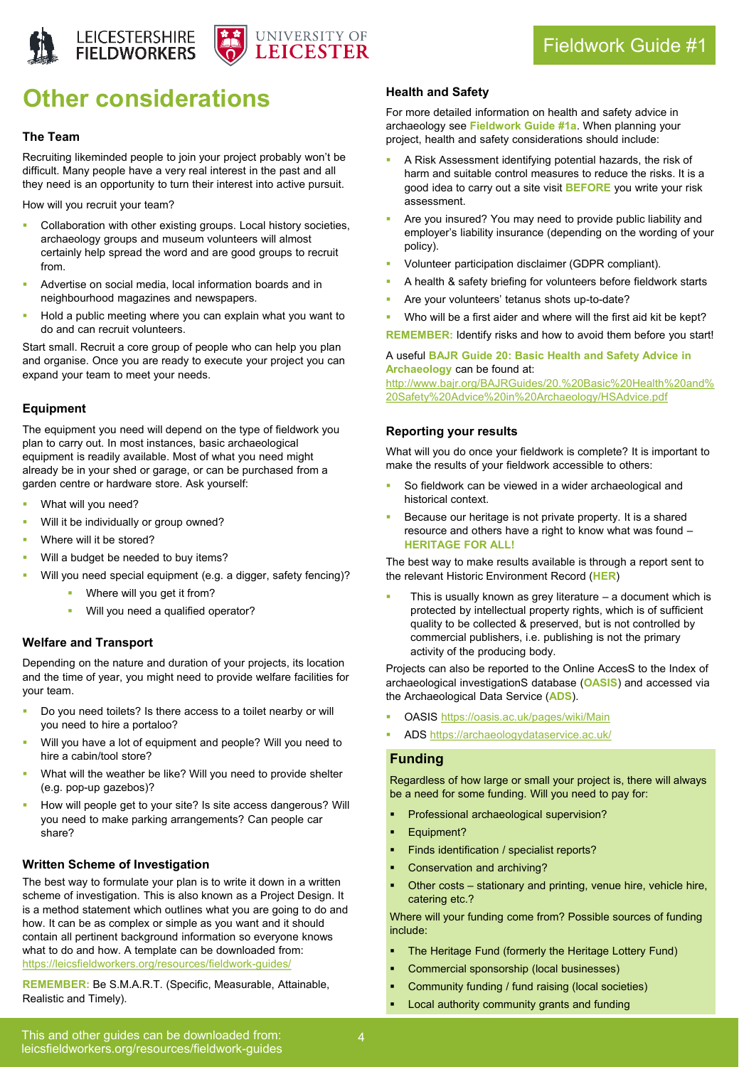Fieldwork Guide #1

# Other considerations

### The Team

Recruiting likeminded people to join your project probably won't be difficult. Many people have a very real interest in the past and all they need is an opportunity to turn their interest into active pursuit.

How will you recruit your team?

- Collaboration with other existing groups. Local history societies, archaeology groups and museum volunteers will almost certainly help spread the word and are good groups to recruit from.
- Advertise on social media, local information boards and in neighbourhood magazines and newspapers.
- Hold a public meeting where you can explain what you want to do and can recruit volunteers.

Start small. Recruit a core group of people who can help you plan and organise. Once you are ready to execute your project you can expand your team to meet your needs.

### Equipment

The equipment you need will depend on the type of fieldwork you plan to carry out. In most instances, basic archaeological equipment is readily available. Most of what you need might already be in your shed or garage, or can be purchased from a garden centre or hardware store. Ask yourself:

- What will you need?
- Will it be individually or group owned?
- Where will it be stored?
- Will a budget be needed to buy items?
- Will you need special equipment (e.g. a digger, safety fencing)?
  - Where will you get it from?
  - Will you need a qualified operator?

### Welfare and Transport

Depending on the nature and duration of your projects, its location and the time of year, you might need to provide welfare facilities for your team.

- Do you need toilets? Is there access to a toilet nearby or will you need to hire a portaloo?
- Will you have a lot of equipment and people? Will you need to hire a cabin/tool store?
- What will the weather be like? Will you need to provide shelter (e.g. pop-up gazebos)?
- How will people get to your site? Is site access dangerous? Will you need to make parking arrangements? Can people car share?

### Written Scheme of Investigation

The best way to formulate your plan is to write it down in a written scheme of investigation. This is also known as a Project Design. It is a method statement which outlines what you are going to do and how. It can be as complex or simple as you want and it should contain all pertinent background information so everyone knows what to do and how. A template can be downloaded from: https://leicsfieldworkers.org/resources/fieldwork-guides/

**REMEMBER:** Be S.M.A.R.T. (Specific, Measurable, Attainable, Realistic and Timely).

### Health and Safety

For more detailed information on health and safety advice in archaeology see **Fieldwork Guide #1a**. When planning your project, health and safety considerations should include:

- A Risk Assessment identifying potential hazards, the risk of harm and suitable control measures to reduce the risks. It is a good idea to carry out a site visit **BEFORE** you write your risk assessment.
- Are you insured? You may need to provide public liability and employer's liability insurance (depending on the wording of your policy).
- Volunteer participation disclaimer (GDPR compliant).
- A health & safety briefing for volunteers before fieldwork starts
- Are your volunteers' tetanus shots up-to-date?
- Who will be a first aider and where will the first aid kit be kept?

**REMEMBER:** Identify risks and how to avoid them before you start!

A useful **BAJR Guide 20: Basic Health and Safety Advice in Archaeology** can be found at: http://www.bajr.org/BAJRGuides/20.%20Basic%20Health%20and%20Safety%20Advice%20in%20Archaeology/HSAdvice.pdf

### Reporting your results

What will you do once your fieldwork is complete? It is important to make the results of your fieldwork accessible to others:

- So fieldwork can be viewed in a wider archaeological and historical context.
- Because our heritage is not private property. It is a shared resource and others have a right to know what was found – **HERITAGE FOR ALL!**

The best way to make results available is through a report sent to the relevant Historic Environment Record (**HER**)

- This is usually known as grey literature – a document which is protected by intellectual property rights, which is of sufficient quality to be collected & preserved, but is not controlled by commercial publishers, i.e. publishing is not the primary activity of the producing body.

Projects can also be reported to the Online AccesS to the Index of archaeological investigationS database (**OASIS**) and accessed via the Archaeological Data Service (**ADS**).

- OASIS https://oasis.ac.uk/pages/wiki/Main
- ADS https://archaeologydataservice.ac.uk/

### Funding

Regardless of how large or small your project is, there will always be a need for some funding. Will you need to pay for:

- Professional archaeological supervision?
- Equipment?
- Finds identification / specialist reports?
- Conservation and archiving?
- Other costs – stationary and printing, venue hire, vehicle hire, catering etc.?

Where will your funding come from? Possible sources of funding include:

- The Heritage Fund (formerly the Heritage Lottery Fund)
- Commercial sponsorship (local businesses)
- Community funding / fund raising (local societies)
- Local authority community grants and funding

This and other guides can be downloaded from: leicsfieldworkers.org/resources/fieldwork-guides